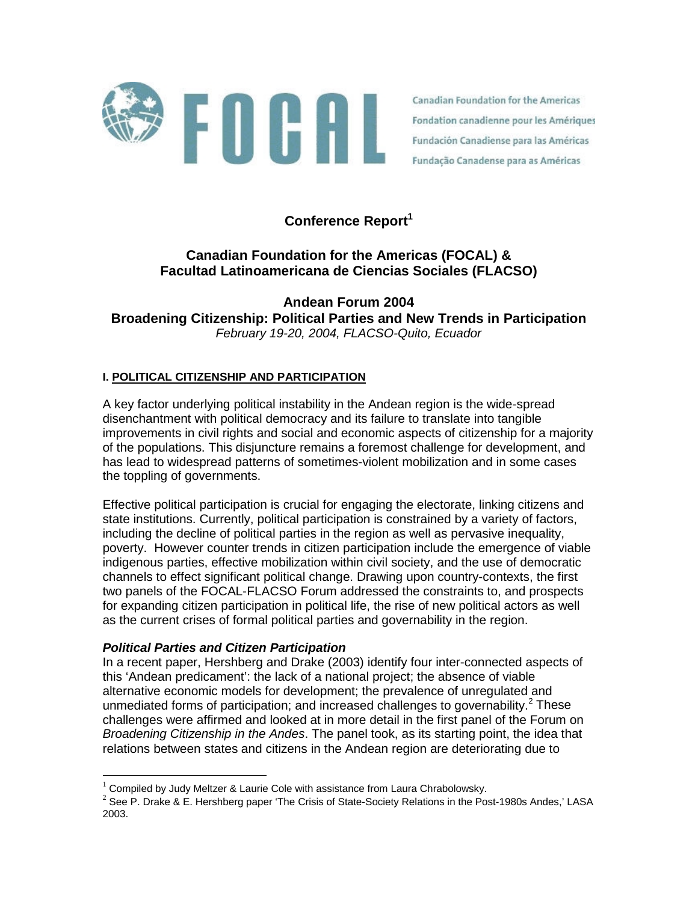FOCAL

Canadian Foundation for the Americas
Fondation canadienne pour les Amériques
Fundación Canadiense para las Américas
Fundação Canadense para as Américas

# Conference Report[1]

## Canadian Foundation for the Americas (FOCAL) & Facultad Latinoamericana de Ciencias Sociales (FLACSO)

## Andean Forum 2004
## Broadening Citizenship: Political Parties and New Trends in Participation

*February 19-20, 2004, FLACSO-Quito, Ecuador*

### I. POLITICAL CITIZENSHIP AND PARTICIPATION

A key factor underlying political instability in the Andean region is the wide-spread disenchantment with political democracy and its failure to translate into tangible improvements in civil rights and social and economic aspects of citizenship for a majority of the populations. This disjuncture remains a foremost challenge for development, and has lead to widespread patterns of sometimes-violent mobilization and in some cases the toppling of governments.

Effective political participation is crucial for engaging the electorate, linking citizens and state institutions. Currently, political participation is constrained by a variety of factors, including the decline of political parties in the region as well as pervasive inequality, poverty. However counter trends in citizen participation include the emergence of viable indigenous parties, effective mobilization within civil society, and the use of democratic channels to effect significant political change. Drawing upon country-contexts, the first two panels of the FOCAL-FLACSO Forum addressed the constraints to, and prospects for expanding citizen participation in political life, the rise of new political actors as well as the current crises of formal political parties and governability in the region.

#### *Political Parties and Citizen Participation*

In a recent paper, Hershberg and Drake (2003) identify four inter-connected aspects of this 'Andean predicament': the lack of a national project; the absence of viable alternative economic models for development; the prevalence of unregulated and unmediated forms of participation; and increased challenges to governability.[2] These challenges were affirmed and looked at in more detail in the first panel of the Forum on *Broadening Citizenship in the Andes*. The panel took, as its starting point, the idea that relations between states and citizens in the Andean region are deteriorating due to

---

[1] Compiled by Judy Meltzer & Laurie Cole with assistance from Laura Chrabolowsky.

[2] See P. Drake & E. Hershberg paper 'The Crisis of State-Society Relations in the Post-1980s Andes,' LASA 2003.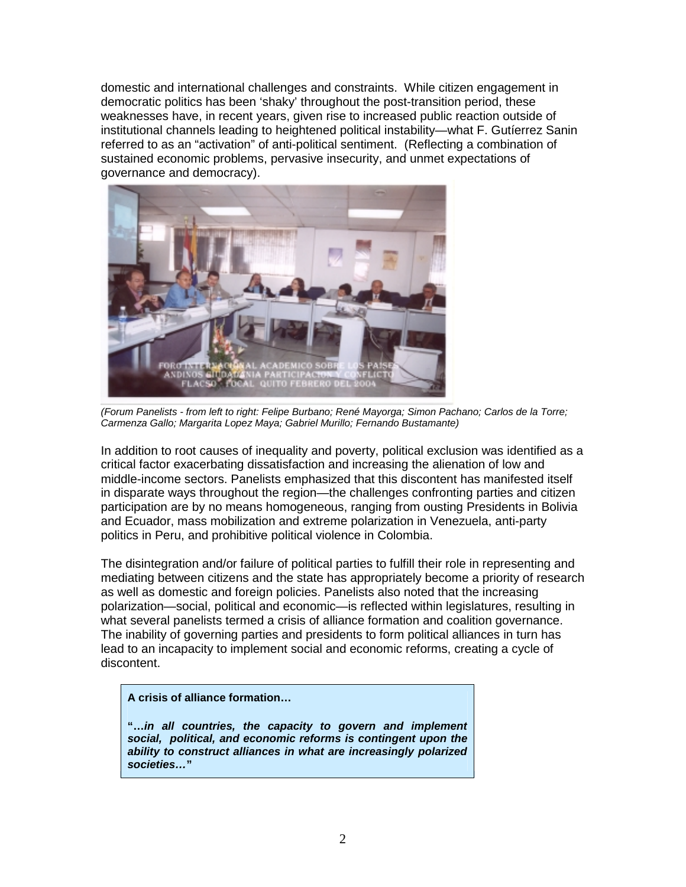domestic and international challenges and constraints. While citizen engagement in democratic politics has been 'shaky' throughout the post-transition period, these weaknesses have, in recent years, given rise to increased public reaction outside of institutional channels leading to heightened political instability—what F. Gutíerrez Sanin referred to as an "activation" of anti-political sentiment. (Reflecting a combination of sustained economic problems, pervasive insecurity, and unmet expectations of governance and democracy).

*(Forum Panelists - from left to right: Felipe Burbano; René Mayorga; Simon Pachano; Carlos de la Torre; Carmenza Gallo; Margarita Lopez Maya; Gabriel Murillo; Fernando Bustamante)*

In addition to root causes of inequality and poverty, political exclusion was identified as a critical factor exacerbating dissatisfaction and increasing the alienation of low and middle-income sectors. Panelists emphasized that this discontent has manifested itself in disparate ways throughout the region—the challenges confronting parties and citizen participation are by no means homogeneous, ranging from ousting Presidents in Bolivia and Ecuador, mass mobilization and extreme polarization in Venezuela, anti-party politics in Peru, and prohibitive political violence in Colombia.

The disintegration and/or failure of political parties to fulfill their role in representing and mediating between citizens and the state has appropriately become a priority of research as well as domestic and foreign policies. Panelists also noted that the increasing polarization—social, political and economic—is reflected within legislatures, resulting in what several panelists termed a crisis of alliance formation and coalition governance. The inability of governing parties and presidents to form political alliances in turn has lead to an incapacity to implement social and economic reforms, creating a cycle of discontent.

**A crisis of alliance formation…**

**"*…in all countries, the capacity to govern and implement social, political, and economic reforms is contingent upon the ability to construct alliances in what are increasingly polarized societies…*"**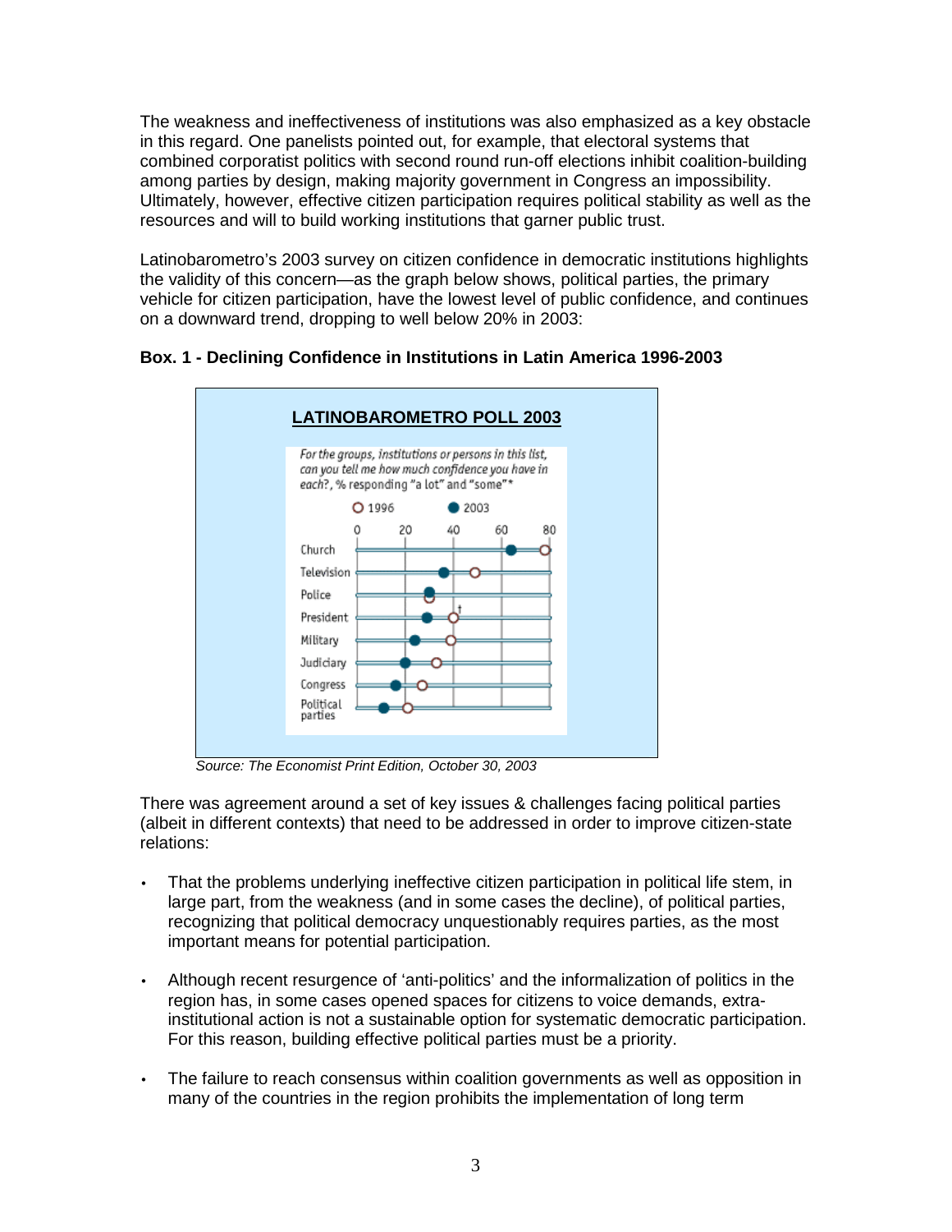The weakness and ineffectiveness of institutions was also emphasized as a key obstacle in this regard. One panelists pointed out, for example, that electoral systems that combined corporatist politics with second round run-off elections inhibit coalition-building among parties by design, making majority government in Congress an impossibility. Ultimately, however, effective citizen participation requires political stability as well as the resources and will to build working institutions that garner public trust.

Latinobarometro's 2003 survey on citizen confidence in democratic institutions highlights the validity of this concern—as the graph below shows, political parties, the primary vehicle for citizen participation, have the lowest level of public confidence, and continues on a downward trend, dropping to well below 20% in 2003:

**Box. 1 - Declining Confidence in Institutions in Latin America 1996-2003**

**LATINOBAROMETRO POLL 2003**

*For the groups, institutions or persons in this list, can you tell me how much confidence you have in each?, % responding "a lot" and "some"\**

*Source: The Economist Print Edition, October 30, 2003*

There was agreement around a set of key issues & challenges facing political parties (albeit in different contexts) that need to be addressed in order to improve citizen-state relations:

- That the problems underlying ineffective citizen participation in political life stem, in large part, from the weakness (and in some cases the decline), of political parties, recognizing that political democracy unquestionably requires parties, as the most important means for potential participation.
- Although recent resurgence of 'anti-politics' and the informalization of politics in the region has, in some cases opened spaces for citizens to voice demands, extra-institutional action is not a sustainable option for systematic democratic participation. For this reason, building effective political parties must be a priority.
- The failure to reach consensus within coalition governments as well as opposition in many of the countries in the region prohibits the implementation of long term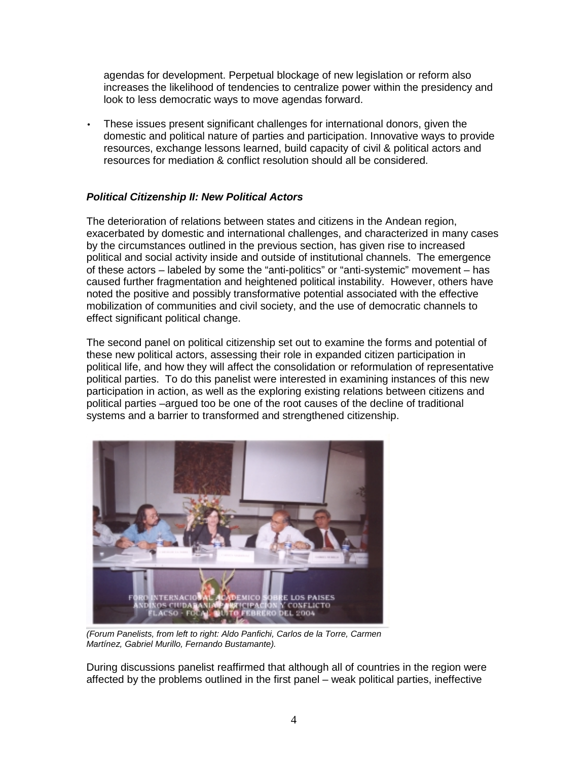agendas for development. Perpetual blockage of new legislation or reform also increases the likelihood of tendencies to centralize power within the presidency and look to less democratic ways to move agendas forward.

- These issues present significant challenges for international donors, given the domestic and political nature of parties and participation. Innovative ways to provide resources, exchange lessons learned, build capacity of civil & political actors and resources for mediation & conflict resolution should all be considered.

### *Political Citizenship II: New Political Actors*

The deterioration of relations between states and citizens in the Andean region, exacerbated by domestic and international challenges, and characterized in many cases by the circumstances outlined in the previous section, has given rise to increased political and social activity inside and outside of institutional channels. The emergence of these actors – labeled by some the "anti-politics" or "anti-systemic" movement – has caused further fragmentation and heightened political instability. However, others have noted the positive and possibly transformative potential associated with the effective mobilization of communities and civil society, and the use of democratic channels to effect significant political change.

The second panel on political citizenship set out to examine the forms and potential of these new political actors, assessing their role in expanded citizen participation in political life, and how they will affect the consolidation or reformulation of representative political parties. To do this panelist were interested in examining instances of this new participation in action, as well as the exploring existing relations between citizens and political parties –argued too be one of the root causes of the decline of traditional systems and a barrier to transformed and strengthened citizenship.

*(Forum Panelists, from left to right: Aldo Panfichi, Carlos de la Torre, Carmen Martínez, Gabriel Murillo, Fernando Bustamante).*

During discussions panelist reaffirmed that although all of countries in the region were affected by the problems outlined in the first panel – weak political parties, ineffective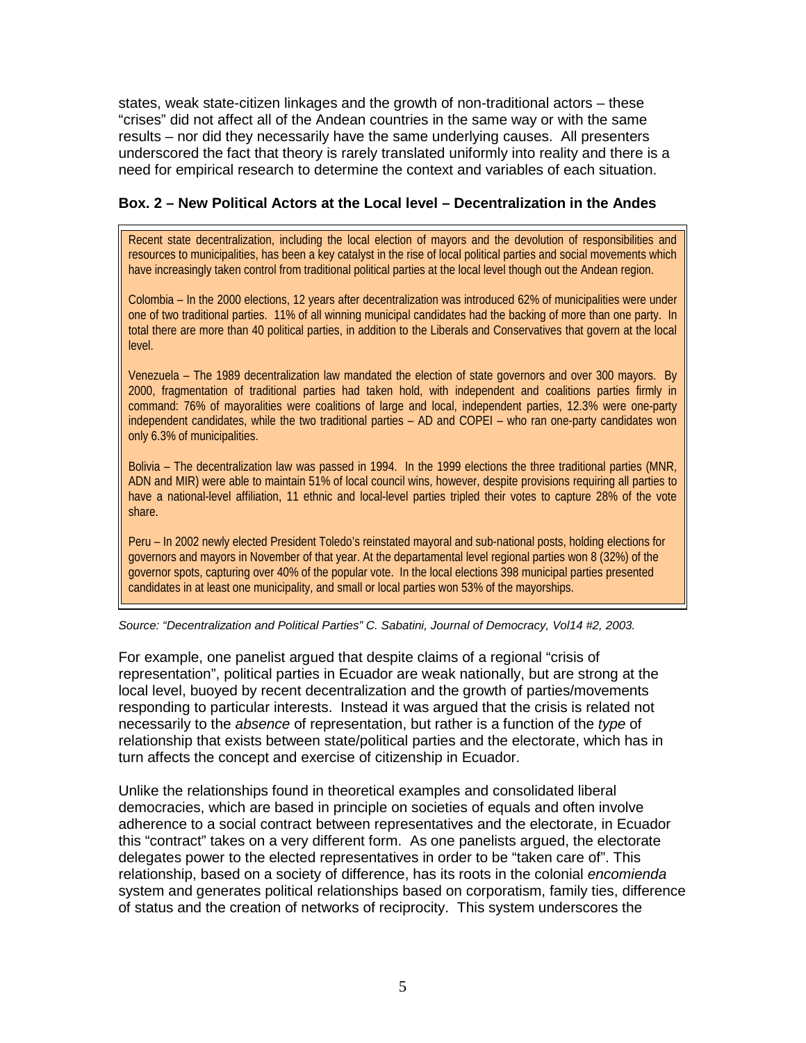states, weak state-citizen linkages and the growth of non-traditional actors – these "crises" did not affect all of the Andean countries in the same way or with the same results – nor did they necessarily have the same underlying causes. All presenters underscored the fact that theory is rarely translated uniformly into reality and there is a need for empirical research to determine the context and variables of each situation.

**Box. 2 – New Political Actors at the Local level – Decentralization in the Andes**

> Recent state decentralization, including the local election of mayors and the devolution of responsibilities and resources to municipalities, has been a key catalyst in the rise of local political parties and social movements which have increasingly taken control from traditional political parties at the local level though out the Andean region.
>
> Colombia – In the 2000 elections, 12 years after decentralization was introduced 62% of municipalities were under one of two traditional parties. 11% of all winning municipal candidates had the backing of more than one party. In total there are more than 40 political parties, in addition to the Liberals and Conservatives that govern at the local level.
>
> Venezuela – The 1989 decentralization law mandated the election of state governors and over 300 mayors. By 2000, fragmentation of traditional parties had taken hold, with independent and coalitions parties firmly in command: 76% of mayoralities were coalitions of large and local, independent parties, 12.3% were one-party independent candidates, while the two traditional parties – AD and COPEI – who ran one-party candidates won only 6.3% of municipalities.
>
> Bolivia – The decentralization law was passed in 1994. In the 1999 elections the three traditional parties (MNR, ADN and MIR) were able to maintain 51% of local council wins, however, despite provisions requiring all parties to have a national-level affiliation, 11 ethnic and local-level parties tripled their votes to capture 28% of the vote share.
>
> Peru – In 2002 newly elected President Toledo's reinstated mayoral and sub-national posts, holding elections for governors and mayors in November of that year. At the departamental level regional parties won 8 (32%) of the governor spots, capturing over 40% of the popular vote. In the local elections 398 municipal parties presented candidates in at least one municipality, and small or local parties won 53% of the mayorships.

*Source: "Decentralization and Political Parties" C. Sabatini, Journal of Democracy, Vol14 #2, 2003.*

For example, one panelist argued that despite claims of a regional "crisis of representation", political parties in Ecuador are weak nationally, but are strong at the local level, buoyed by recent decentralization and the growth of parties/movements responding to particular interests. Instead it was argued that the crisis is related not necessarily to the *absence* of representation, but rather is a function of the *type* of relationship that exists between state/political parties and the electorate, which has in turn affects the concept and exercise of citizenship in Ecuador.

Unlike the relationships found in theoretical examples and consolidated liberal democracies, which are based in principle on societies of equals and often involve adherence to a social contract between representatives and the electorate, in Ecuador this "contract" takes on a very different form. As one panelists argued, the electorate delegates power to the elected representatives in order to be "taken care of". This relationship, based on a society of difference, has its roots in the colonial *encomienda* system and generates political relationships based on corporatism, family ties, difference of status and the creation of networks of reciprocity. This system underscores the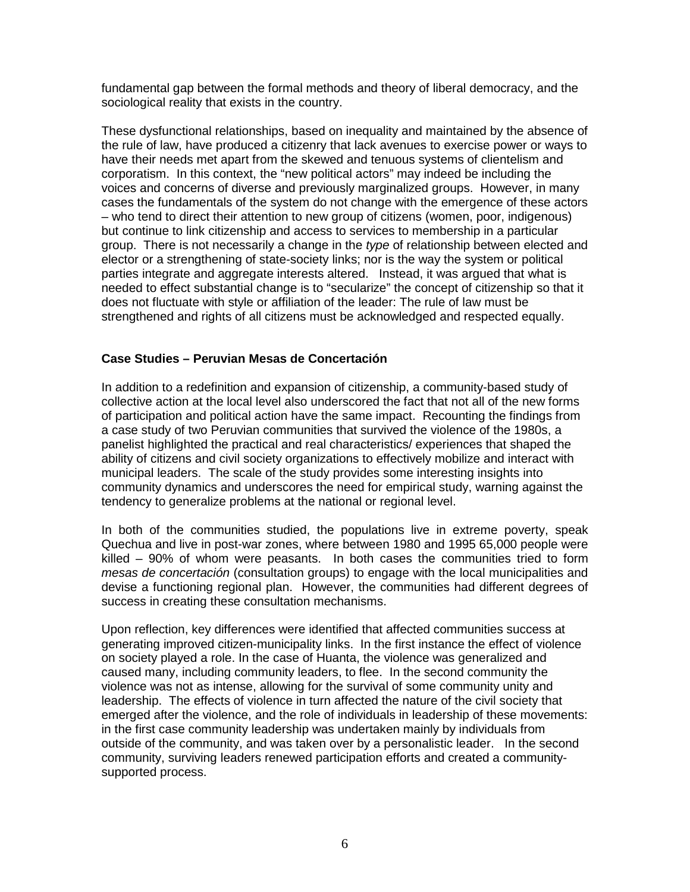fundamental gap between the formal methods and theory of liberal democracy, and the sociological reality that exists in the country.

These dysfunctional relationships, based on inequality and maintained by the absence of the rule of law, have produced a citizenry that lack avenues to exercise power or ways to have their needs met apart from the skewed and tenuous systems of clientelism and corporatism. In this context, the "new political actors" may indeed be including the voices and concerns of diverse and previously marginalized groups. However, in many cases the fundamentals of the system do not change with the emergence of these actors – who tend to direct their attention to new group of citizens (women, poor, indigenous) but continue to link citizenship and access to services to membership in a particular group. There is not necessarily a change in the *type* of relationship between elected and elector or a strengthening of state-society links; nor is the way the system or political parties integrate and aggregate interests altered. Instead, it was argued that what is needed to effect substantial change is to "secularize" the concept of citizenship so that it does not fluctuate with style or affiliation of the leader: The rule of law must be strengthened and rights of all citizens must be acknowledged and respected equally.

### Case Studies – Peruvian Mesas de Concertación

In addition to a redefinition and expansion of citizenship, a community-based study of collective action at the local level also underscored the fact that not all of the new forms of participation and political action have the same impact. Recounting the findings from a case study of two Peruvian communities that survived the violence of the 1980s, a panelist highlighted the practical and real characteristics/ experiences that shaped the ability of citizens and civil society organizations to effectively mobilize and interact with municipal leaders. The scale of the study provides some interesting insights into community dynamics and underscores the need for empirical study, warning against the tendency to generalize problems at the national or regional level.

In both of the communities studied, the populations live in extreme poverty, speak Quechua and live in post-war zones, where between 1980 and 1995 65,000 people were killed – 90% of whom were peasants. In both cases the communities tried to form *mesas de concertación* (consultation groups) to engage with the local municipalities and devise a functioning regional plan. However, the communities had different degrees of success in creating these consultation mechanisms.

Upon reflection, key differences were identified that affected communities success at generating improved citizen-municipality links. In the first instance the effect of violence on society played a role. In the case of Huanta, the violence was generalized and caused many, including community leaders, to flee. In the second community the violence was not as intense, allowing for the survival of some community unity and leadership. The effects of violence in turn affected the nature of the civil society that emerged after the violence, and the role of individuals in leadership of these movements: in the first case community leadership was undertaken mainly by individuals from outside of the community, and was taken over by a personalistic leader. In the second community, surviving leaders renewed participation efforts and created a community-supported process.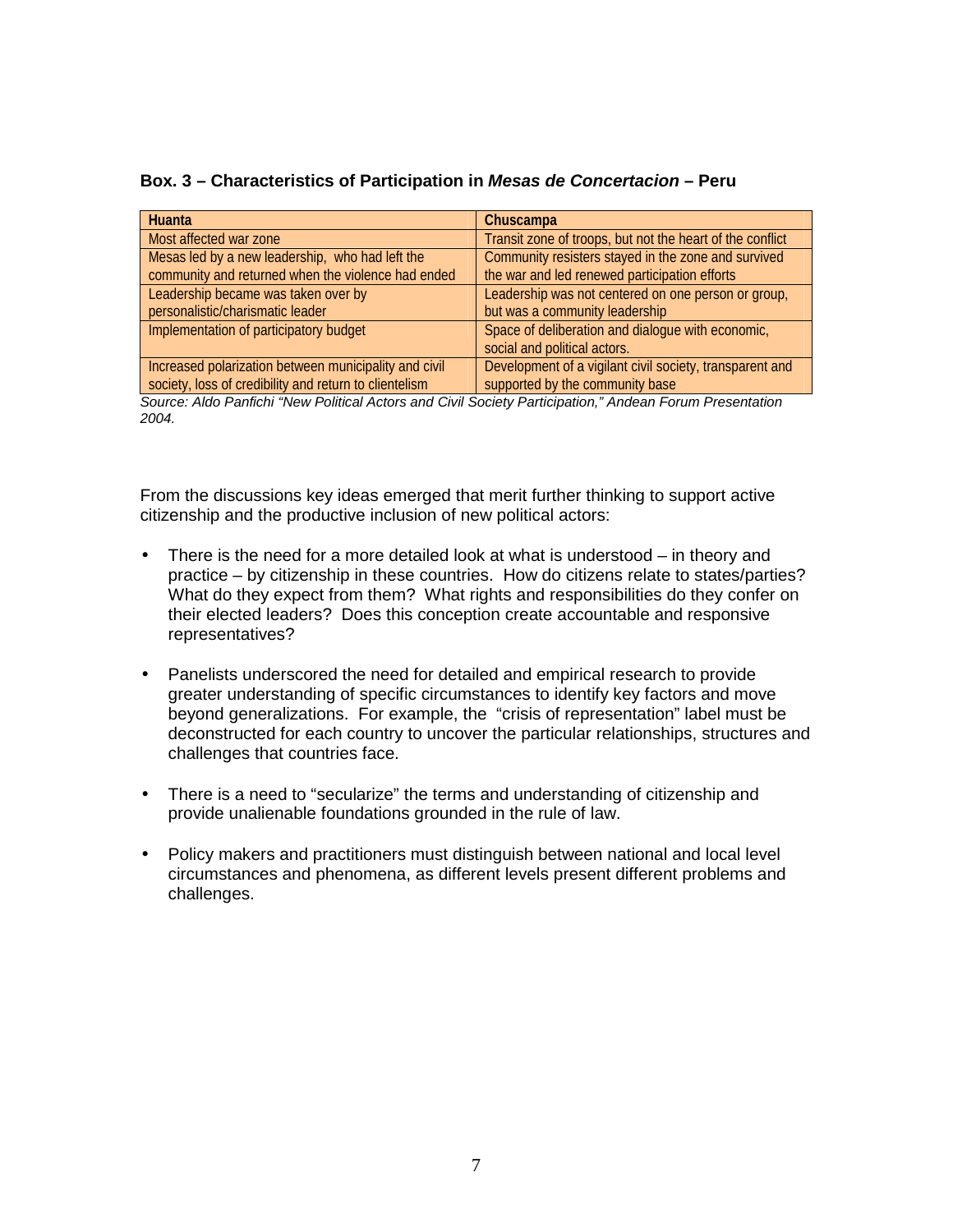**Box. 3 – Characteristics of Participation in *Mesas de Concertacion* – Peru**

| Huanta | Chuscampa |
| --- | --- |
| Most affected war zone | Transit zone of troops, but not the heart of the conflict |
| Mesas led by a new leadership, who had left the community and returned when the violence had ended | Community resisters stayed in the zone and survived the war and led renewed participation efforts |
| Leadership became was taken over by personalistic/charismatic leader | Leadership was not centered on one person or group, but was a community leadership |
| Implementation of participatory budget | Space of deliberation and dialogue with economic, social and political actors. |
| Increased polarization between municipality and civil society, loss of credibility and return to clientelism | Development of a vigilant civil society, transparent and supported by the community base |

*Source: Aldo Panfichi "New Political Actors and Civil Society Participation," Andean Forum Presentation 2004.*

From the discussions key ideas emerged that merit further thinking to support active citizenship and the productive inclusion of new political actors:

- There is the need for a more detailed look at what is understood – in theory and practice – by citizenship in these countries. How do citizens relate to states/parties? What do they expect from them? What rights and responsibilities do they confer on their elected leaders? Does this conception create accountable and responsive representatives?

- Panelists underscored the need for detailed and empirical research to provide greater understanding of specific circumstances to identify key factors and move beyond generalizations. For example, the "crisis of representation" label must be deconstructed for each country to uncover the particular relationships, structures and challenges that countries face.

- There is a need to "secularize" the terms and understanding of citizenship and provide unalienable foundations grounded in the rule of law.

- Policy makers and practitioners must distinguish between national and local level circumstances and phenomena, as different levels present different problems and challenges.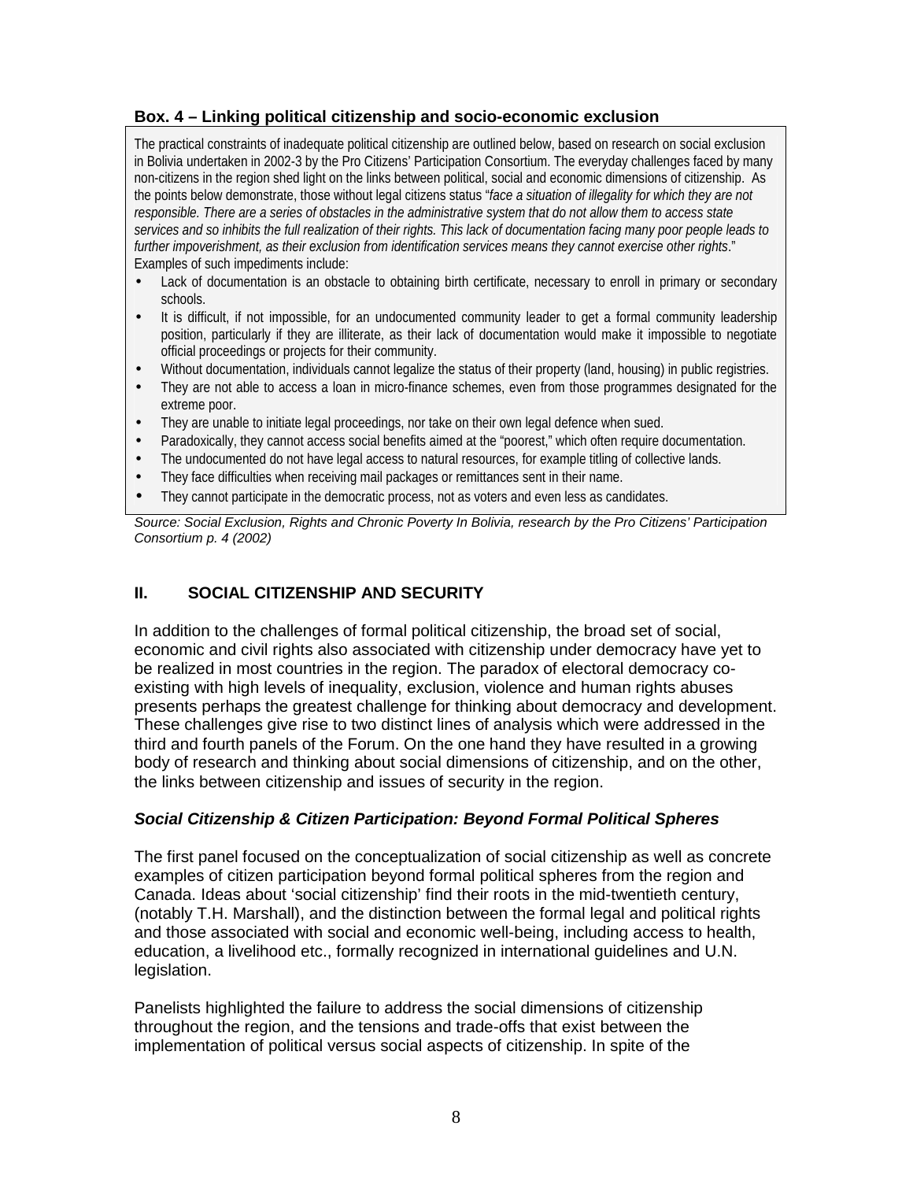**Box. 4 – Linking political citizenship and socio-economic exclusion**

The practical constraints of inadequate political citizenship are outlined below, based on research on social exclusion in Bolivia undertaken in 2002-3 by the Pro Citizens' Participation Consortium. The everyday challenges faced by many non-citizens in the region shed light on the links between political, social and economic dimensions of citizenship. As the points below demonstrate, those without legal citizens status "*face a situation of illegality for which they are not responsible. There are a series of obstacles in the administrative system that do not allow them to access state services and so inhibits the full realization of their rights. This lack of documentation facing many poor people leads to further impoverishment, as their exclusion from identification services means they cannot exercise other rights*." Examples of such impediments include:

- Lack of documentation is an obstacle to obtaining birth certificate, necessary to enroll in primary or secondary schools.
- It is difficult, if not impossible, for an undocumented community leader to get a formal community leadership position, particularly if they are illiterate, as their lack of documentation would make it impossible to negotiate official proceedings or projects for their community.
- Without documentation, individuals cannot legalize the status of their property (land, housing) in public registries.
- They are not able to access a loan in micro-finance schemes, even from those programmes designated for the extreme poor.
- They are unable to initiate legal proceedings, nor take on their own legal defence when sued.
- Paradoxically, they cannot access social benefits aimed at the "poorest," which often require documentation.
- The undocumented do not have legal access to natural resources, for example titling of collective lands.
- They face difficulties when receiving mail packages or remittances sent in their name.
- They cannot participate in the democratic process, not as voters and even less as candidates.

*Source: Social Exclusion, Rights and Chronic Poverty In Bolivia, research by the Pro Citizens' Participation Consortium p. 4 (2002)*

## II. SOCIAL CITIZENSHIP AND SECURITY

In addition to the challenges of formal political citizenship, the broad set of social, economic and civil rights also associated with citizenship under democracy have yet to be realized in most countries in the region. The paradox of electoral democracy co-existing with high levels of inequality, exclusion, violence and human rights abuses presents perhaps the greatest challenge for thinking about democracy and development. These challenges give rise to two distinct lines of analysis which were addressed in the third and fourth panels of the Forum. On the one hand they have resulted in a growing body of research and thinking about social dimensions of citizenship, and on the other, the links between citizenship and issues of security in the region.

### *Social Citizenship & Citizen Participation: Beyond Formal Political Spheres*

The first panel focused on the conceptualization of social citizenship as well as concrete examples of citizen participation beyond formal political spheres from the region and Canada. Ideas about 'social citizenship' find their roots in the mid-twentieth century, (notably T.H. Marshall), and the distinction between the formal legal and political rights and those associated with social and economic well-being, including access to health, education, a livelihood etc., formally recognized in international guidelines and U.N. legislation.

Panelists highlighted the failure to address the social dimensions of citizenship throughout the region, and the tensions and trade-offs that exist between the implementation of political versus social aspects of citizenship. In spite of the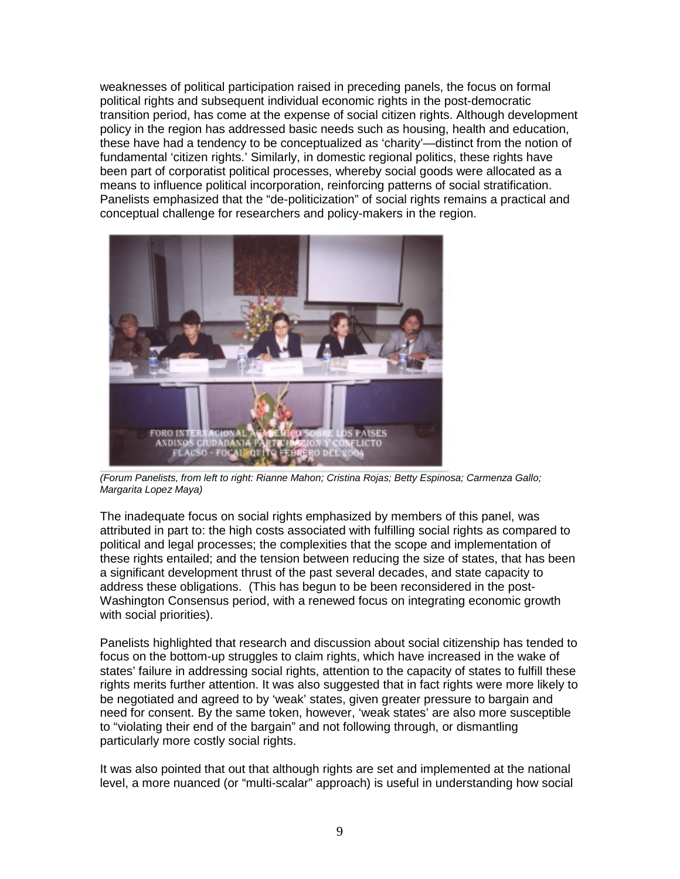weaknesses of political participation raised in preceding panels, the focus on formal political rights and subsequent individual economic rights in the post-democratic transition period, has come at the expense of social citizen rights. Although development policy in the region has addressed basic needs such as housing, health and education, these have had a tendency to be conceptualized as 'charity'—distinct from the notion of fundamental 'citizen rights.' Similarly, in domestic regional politics, these rights have been part of corporatist political processes, whereby social goods were allocated as a means to influence political incorporation, reinforcing patterns of social stratification. Panelists emphasized that the "de-politicization" of social rights remains a practical and conceptual challenge for researchers and policy-makers in the region.

*(Forum Panelists, from left to right: Rianne Mahon; Cristina Rojas; Betty Espinosa; Carmenza Gallo; Margarita Lopez Maya)*

The inadequate focus on social rights emphasized by members of this panel, was attributed in part to: the high costs associated with fulfilling social rights as compared to political and legal processes; the complexities that the scope and implementation of these rights entailed; and the tension between reducing the size of states, that has been a significant development thrust of the past several decades, and state capacity to address these obligations. (This has begun to be been reconsidered in the post-Washington Consensus period, with a renewed focus on integrating economic growth with social priorities).

Panelists highlighted that research and discussion about social citizenship has tended to focus on the bottom-up struggles to claim rights, which have increased in the wake of states' failure in addressing social rights, attention to the capacity of states to fulfill these rights merits further attention. It was also suggested that in fact rights were more likely to be negotiated and agreed to by 'weak' states, given greater pressure to bargain and need for consent. By the same token, however, 'weak states' are also more susceptible to "violating their end of the bargain" and not following through, or dismantling particularly more costly social rights.

It was also pointed that out that although rights are set and implemented at the national level, a more nuanced (or "multi-scalar" approach) is useful in understanding how social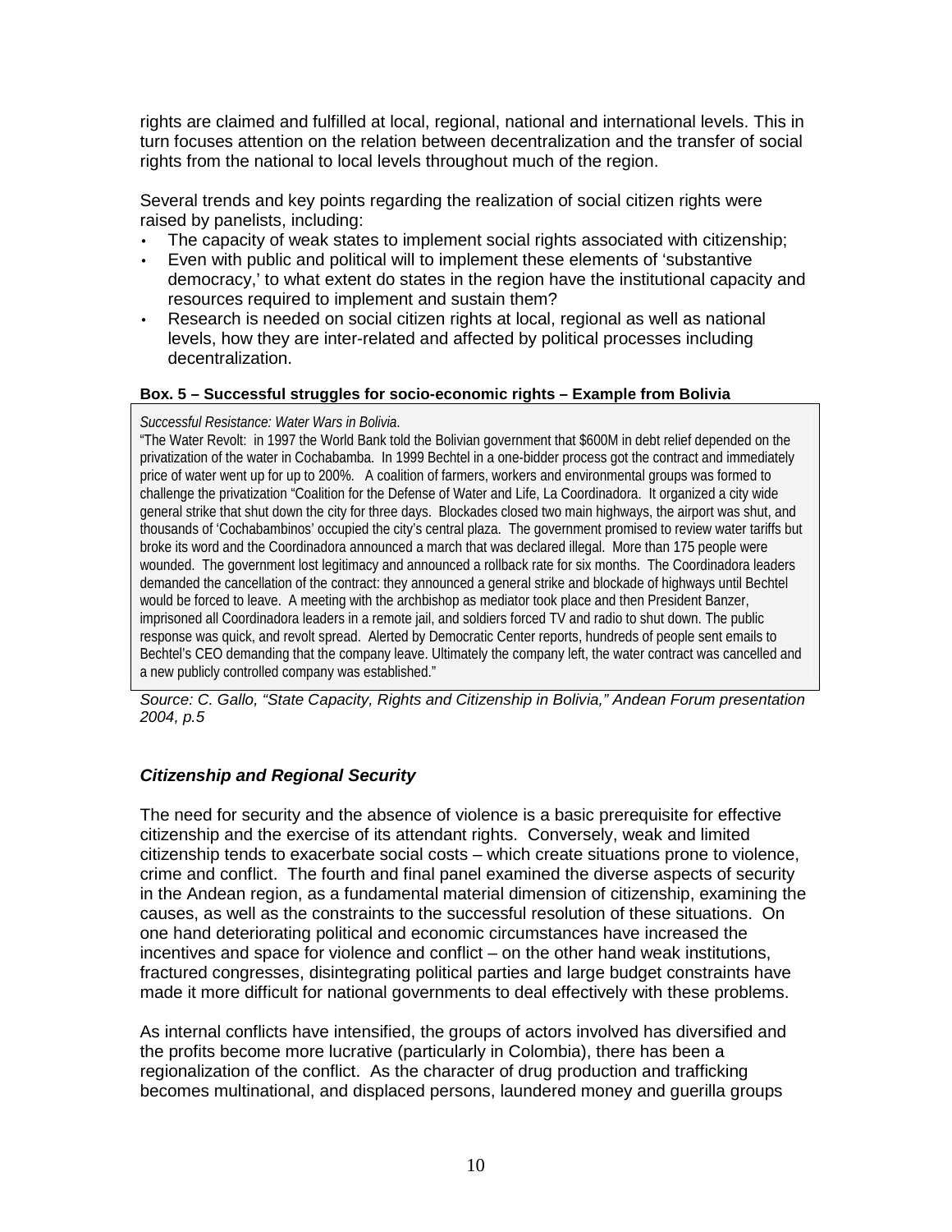rights are claimed and fulfilled at local, regional, national and international levels. This in turn focuses attention on the relation between decentralization and the transfer of social rights from the national to local levels throughout much of the region.

Several trends and key points regarding the realization of social citizen rights were raised by panelists, including:

- The capacity of weak states to implement social rights associated with citizenship;
- Even with public and political will to implement these elements of 'substantive democracy,' to what extent do states in the region have the institutional capacity and resources required to implement and sustain them?
- Research is needed on social citizen rights at local, regional as well as national levels, how they are inter-related and affected by political processes including decentralization.

**Box. 5 – Successful struggles for socio-economic rights – Example from Bolivia**

*Successful Resistance: Water Wars in Bolivia.*

"The Water Revolt: in 1997 the World Bank told the Bolivian government that $600M in debt relief depended on the privatization of the water in Cochabamba. In 1999 Bechtel in a one-bidder process got the contract and immediately price of water went up for up to 200%. A coalition of farmers, workers and environmental groups was formed to challenge the privatization "Coalition for the Defense of Water and Life, La Coordinadora. It organized a city wide general strike that shut down the city for three days. Blockades closed two main highways, the airport was shut, and thousands of 'Cochabambinos' occupied the city's central plaza. The government promised to review water tariffs but broke its word and the Coordinadora announced a march that was declared illegal. More than 175 people were wounded. The government lost legitimacy and announced a rollback rate for six months. The Coordinadora leaders demanded the cancellation of the contract: they announced a general strike and blockade of highways until Bechtel would be forced to leave. A meeting with the archbishop as mediator took place and then President Banzer, imprisoned all Coordinadora leaders in a remote jail, and soldiers forced TV and radio to shut down. The public response was quick, and revolt spread. Alerted by Democratic Center reports, hundreds of people sent emails to Bechtel's CEO demanding that the company leave. Ultimately the company left, the water contract was cancelled and a new publicly controlled company was established."

*Source: C. Gallo, "State Capacity, Rights and Citizenship in Bolivia," Andean Forum presentation 2004, p.5*

### *Citizenship and Regional Security*

The need for security and the absence of violence is a basic prerequisite for effective citizenship and the exercise of its attendant rights. Conversely, weak and limited citizenship tends to exacerbate social costs – which create situations prone to violence, crime and conflict. The fourth and final panel examined the diverse aspects of security in the Andean region, as a fundamental material dimension of citizenship, examining the causes, as well as the constraints to the successful resolution of these situations. On one hand deteriorating political and economic circumstances have increased the incentives and space for violence and conflict – on the other hand weak institutions, fractured congresses, disintegrating political parties and large budget constraints have made it more difficult for national governments to deal effectively with these problems.

As internal conflicts have intensified, the groups of actors involved has diversified and the profits become more lucrative (particularly in Colombia), there has been a regionalization of the conflict. As the character of drug production and trafficking becomes multinational, and displaced persons, laundered money and guerilla groups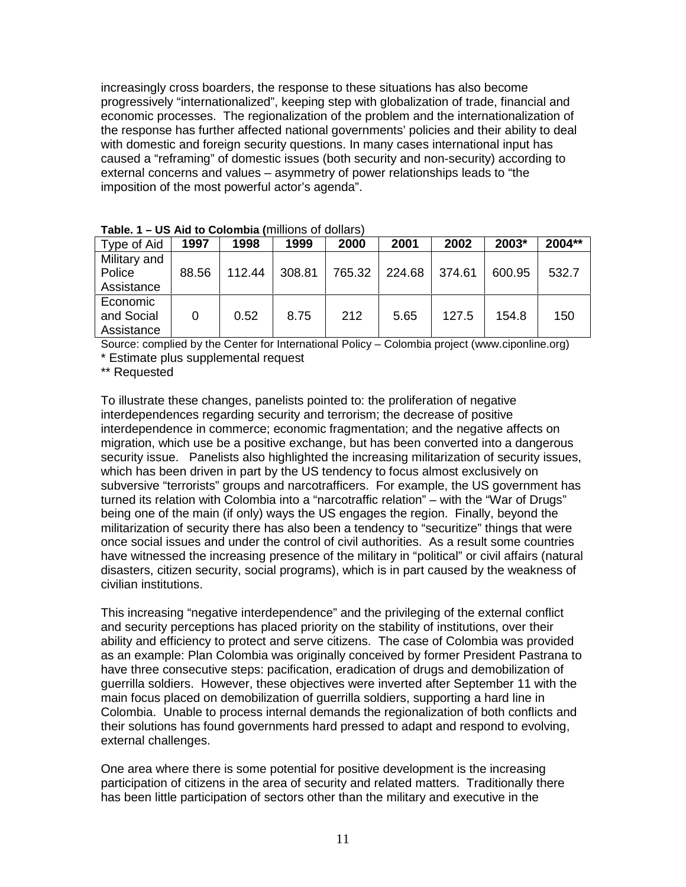increasingly cross boarders, the response to these situations has also become progressively "internationalized", keeping step with globalization of trade, financial and economic processes. The regionalization of the problem and the internationalization of the response has further affected national governments' policies and their ability to deal with domestic and foreign security questions. In many cases international input has caused a "reframing" of domestic issues (both security and non-security) according to external concerns and values – asymmetry of power relationships leads to "the imposition of the most powerful actor's agenda".

**Table. 1 – US Aid to Colombia (**millions of dollars)

| Type of Aid | **1997** | **1998** | **1999** | **2000** | **2001** | **2002** | **2003*** | **2004**** |
|---|---|---|---|---|---|---|---|---|
| Military and Police Assistance | 88.56 | 112.44 | 308.81 | 765.32 | 224.68 | 374.61 | 600.95 | 532.7 |
| Economic and Social Assistance | 0 | 0.52 | 8.75 | 212 | 5.65 | 127.5 | 154.8 | 150 |

Source: complied by the Center for International Policy – Colombia project (www.ciponline.org)

* Estimate plus supplemental request

** Requested

To illustrate these changes, panelists pointed to: the proliferation of negative interdependences regarding security and terrorism; the decrease of positive interdependence in commerce; economic fragmentation; and the negative affects on migration, which use be a positive exchange, but has been converted into a dangerous security issue. Panelists also highlighted the increasing militarization of security issues, which has been driven in part by the US tendency to focus almost exclusively on subversive "terrorists" groups and narcotrafficers. For example, the US government has turned its relation with Colombia into a "narcotraffic relation" – with the "War of Drugs" being one of the main (if only) ways the US engages the region. Finally, beyond the militarization of security there has also been a tendency to "securitize" things that were once social issues and under the control of civil authorities. As a result some countries have witnessed the increasing presence of the military in "political" or civil affairs (natural disasters, citizen security, social programs), which is in part caused by the weakness of civilian institutions.

This increasing "negative interdependence" and the privileging of the external conflict and security perceptions has placed priority on the stability of institutions, over their ability and efficiency to protect and serve citizens. The case of Colombia was provided as an example: Plan Colombia was originally conceived by former President Pastrana to have three consecutive steps: pacification, eradication of drugs and demobilization of guerrilla soldiers. However, these objectives were inverted after September 11 with the main focus placed on demobilization of guerrilla soldiers, supporting a hard line in Colombia. Unable to process internal demands the regionalization of both conflicts and their solutions has found governments hard pressed to adapt and respond to evolving, external challenges.

One area where there is some potential for positive development is the increasing participation of citizens in the area of security and related matters. Traditionally there has been little participation of sectors other than the military and executive in the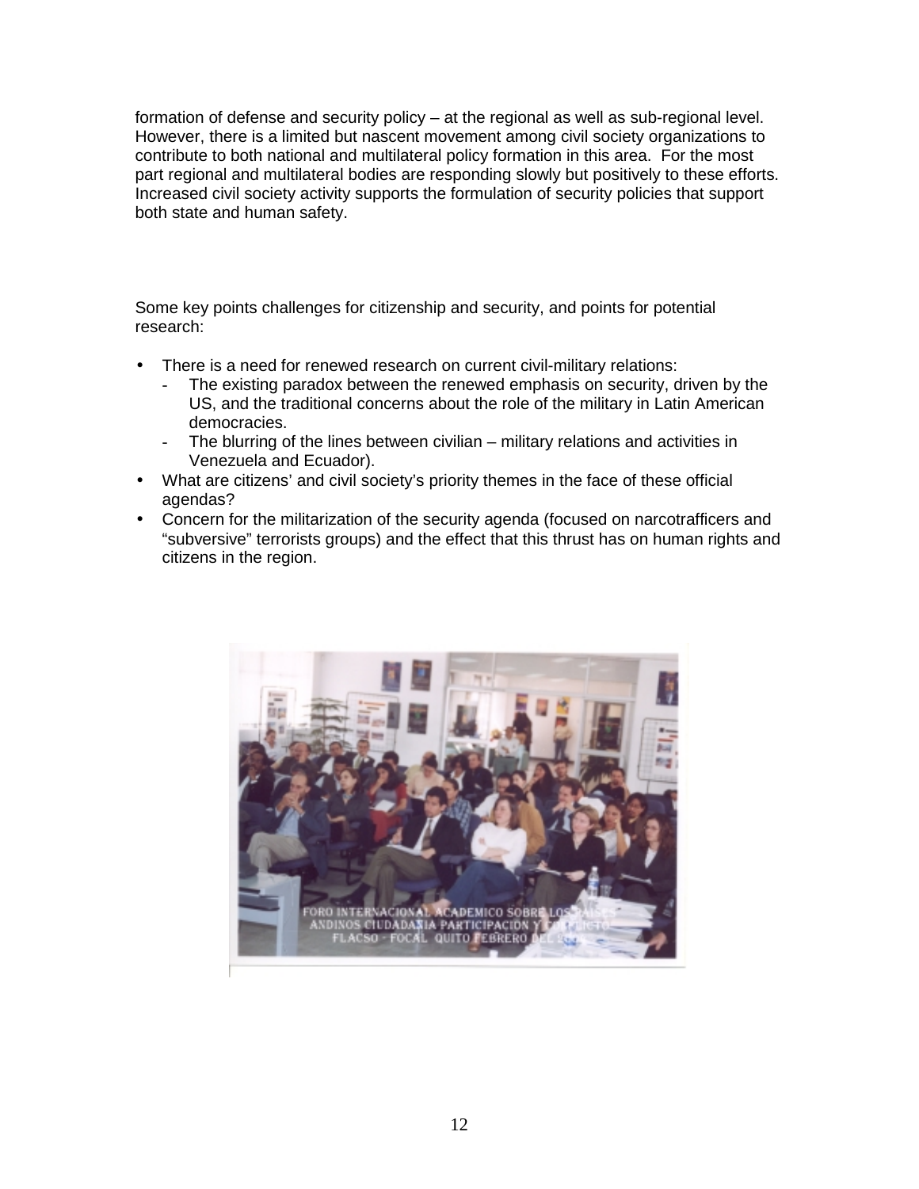formation of defense and security policy – at the regional as well as sub-regional level. However, there is a limited but nascent movement among civil society organizations to contribute to both national and multilateral policy formation in this area. For the most part regional and multilateral bodies are responding slowly but positively to these efforts. Increased civil society activity supports the formulation of security policies that support both state and human safety.

Some key points challenges for citizenship and security, and points for potential research:

- There is a need for renewed research on current civil-military relations:
  - The existing paradox between the renewed emphasis on security, driven by the US, and the traditional concerns about the role of the military in Latin American democracies.
  - The blurring of the lines between civilian – military relations and activities in Venezuela and Ecuador).
- What are citizens' and civil society's priority themes in the face of these official agendas?
- Concern for the militarization of the security agenda (focused on narcotrafficers and "subversive" terrorists groups) and the effect that this thrust has on human rights and citizens in the region.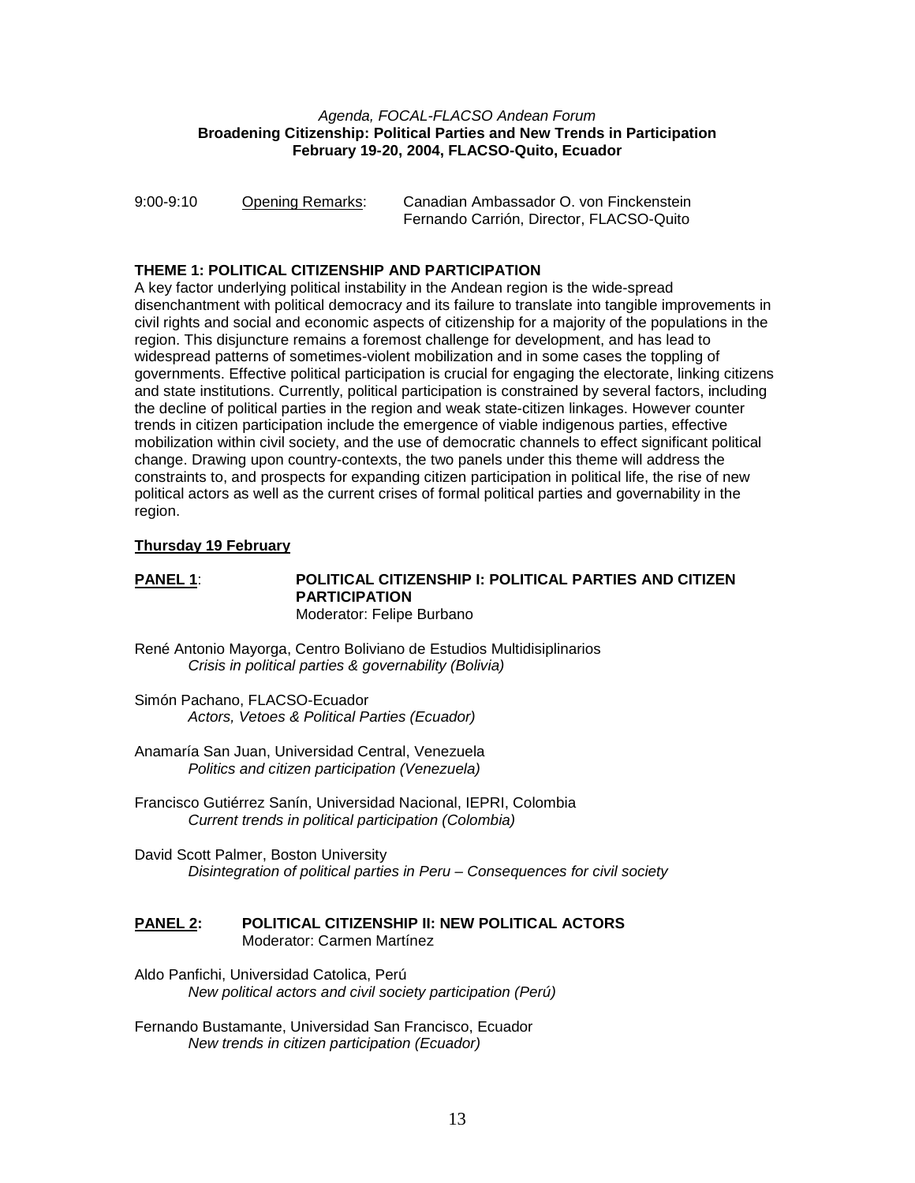*Agenda, FOCAL-FLACSO Andean Forum*
**Broadening Citizenship: Political Parties and New Trends in Participation**
**February 19-20, 2004, FLACSO-Quito, Ecuador**

9:00-9:10 Opening Remarks: Canadian Ambassador O. von Finckenstein
Fernando Carrión, Director, FLACSO-Quito

**THEME 1: POLITICAL CITIZENSHIP AND PARTICIPATION**

A key factor underlying political instability in the Andean region is the wide-spread disenchantment with political democracy and its failure to translate into tangible improvements in civil rights and social and economic aspects of citizenship for a majority of the populations in the region. This disjuncture remains a foremost challenge for development, and has lead to widespread patterns of sometimes-violent mobilization and in some cases the toppling of governments. Effective political participation is crucial for engaging the electorate, linking citizens and state institutions. Currently, political participation is constrained by several factors, including the decline of political parties in the region and weak state-citizen linkages. However counter trends in citizen participation include the emergence of viable indigenous parties, effective mobilization within civil society, and the use of democratic channels to effect significant political change. Drawing upon country-contexts, the two panels under this theme will address the constraints to, and prospects for expanding citizen participation in political life, the rise of new political actors as well as the current crises of formal political parties and governability in the region.

**Thursday 19 February**

**PANEL 1**: **POLITICAL CITIZENSHIP I: POLITICAL PARTIES AND CITIZEN PARTICIPATION**
Moderator: Felipe Burbano

René Antonio Mayorga, Centro Boliviano de Estudios Multidisiplinarios
*Crisis in political parties & governability (Bolivia)*

Simón Pachano, FLACSO-Ecuador
*Actors, Vetoes & Political Parties (Ecuador)*

Anamaría San Juan, Universidad Central, Venezuela
*Politics and citizen participation (Venezuela)*

Francisco Gutiérrez Sanín, Universidad Nacional, IEPRI, Colombia
*Current trends in political participation (Colombia)*

David Scott Palmer, Boston University
*Disintegration of political parties in Peru – Consequences for civil society*

**PANEL 2: POLITICAL CITIZENSHIP II: NEW POLITICAL ACTORS**
Moderator: Carmen Martínez

Aldo Panfichi, Universidad Catolica, Perú
*New political actors and civil society participation (Perú)*

Fernando Bustamante, Universidad San Francisco, Ecuador
*New trends in citizen participation (Ecuador)*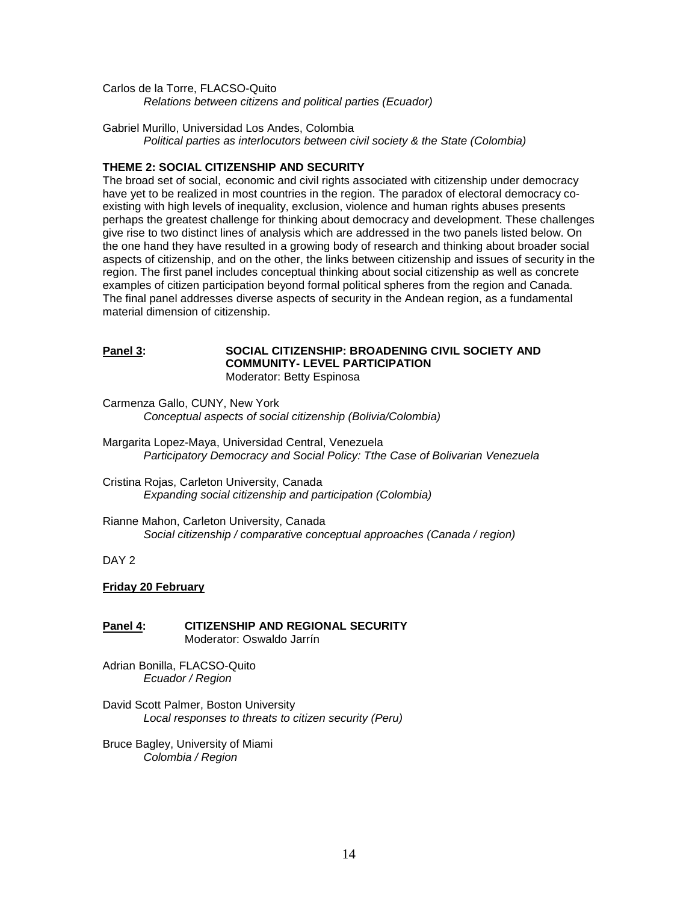Carlos de la Torre, FLACSO-Quito
*Relations between citizens and political parties (Ecuador)*

Gabriel Murillo, Universidad Los Andes, Colombia
*Political parties as interlocutors between civil society & the State (Colombia)*

**THEME 2: SOCIAL CITIZENSHIP AND SECURITY**

The broad set of social, economic and civil rights associated with citizenship under democracy have yet to be realized in most countries in the region. The paradox of electoral democracy co-existing with high levels of inequality, exclusion, violence and human rights abuses presents perhaps the greatest challenge for thinking about democracy and development. These challenges give rise to two distinct lines of analysis which are addressed in the two panels listed below. On the one hand they have resulted in a growing body of research and thinking about broader social aspects of citizenship, and on the other, the links between citizenship and issues of security in the region. The first panel includes conceptual thinking about social citizenship as well as concrete examples of citizen participation beyond formal political spheres from the region and Canada. The final panel addresses diverse aspects of security in the Andean region, as a fundamental material dimension of citizenship.

**Panel 3:** **SOCIAL CITIZENSHIP: BROADENING CIVIL SOCIETY AND COMMUNITY- LEVEL PARTICIPATION**
Moderator: Betty Espinosa

Carmenza Gallo, CUNY, New York
*Conceptual aspects of social citizenship (Bolivia/Colombia)*

Margarita Lopez-Maya, Universidad Central, Venezuela
*Participatory Democracy and Social Policy: Tthe Case of Bolivarian Venezuela*

Cristina Rojas, Carleton University, Canada
*Expanding social citizenship and participation (Colombia)*

Rianne Mahon, Carleton University, Canada
*Social citizenship / comparative conceptual approaches (Canada / region)*

DAY 2

**Friday 20 February**

**Panel 4:** **CITIZENSHIP AND REGIONAL SECURITY**
Moderator: Oswaldo Jarrín

Adrian Bonilla, FLACSO-Quito
*Ecuador / Region*

David Scott Palmer, Boston University
*Local responses to threats to citizen security (Peru)*

Bruce Bagley, University of Miami
*Colombia / Region*